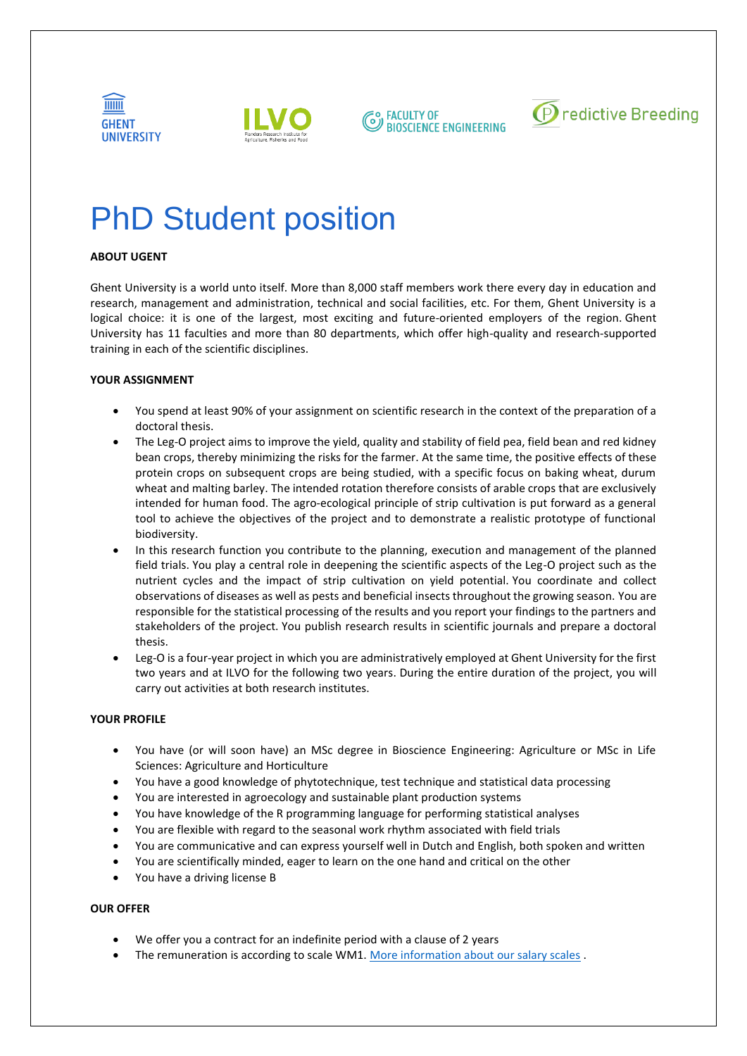# PhD Student position

**ABOUT UGENT**

Ghent University is a world unto itself. More than 8,000 staff members work there every day in education and research, management and administration, technical and social facilities, etc. For them, Ghent University is a logical choice: it is one of the largest, most exciting and future-oriented employers of the region. Ghent University has 11 faculties and more than 80 departments, which offer high-quality and research-supported training in each of the scientific disciplines.

**YOUR ASSIGNMENT**

- You spend at least 90% of your assignment on scientific research in the context of the preparation of a doctoral thesis.
- The Leg-O project aims to improve the yield, quality and stability of field pea, field bean and red kidney bean crops, thereby minimizing the risks for the farmer. At the same time, the positive effects of these protein crops on subsequent crops are being studied, with a specific focus on baking wheat, durum wheat and malting barley. The intended rotation therefore consists of arable crops that are exclusively intended for human food. The agro-ecological principle of strip cultivation is put forward as a general tool to achieve the objectives of the project and to demonstrate a realistic prototype of functional biodiversity.
- In this research function you contribute to the planning, execution and management of the planned field trials. You play a central role in deepening the scientific aspects of the Leg-O project such as the nutrient cycles and the impact of strip cultivation on yield potential. You coordinate and collect observations of diseases as well as pests and beneficial insects throughout the growing season. You are responsible for the statistical processing of the results and you report your findings to the partners and stakeholders of the project. You publish research results in scientific journals and prepare a doctoral thesis.
- Leg-O is a four-year project in which you are administratively employed at Ghent University for the first two years and at ILVO for the following two years. During the entire duration of the project, you will carry out activities at both research institutes.

**YOUR PROFILE**

- You have (or will soon have) an MSc degree in Bioscience Engineering: Agriculture or MSc in Life Sciences: Agriculture and Horticulture
- You have a good knowledge of phytotechnique, test technique and statistical data processing
- You are interested in agroecology and sustainable plant production systems
- You have knowledge of the R programming language for performing statistical analyses
- You are flexible with regard to the seasonal work rhythm associated with field trials
- You are communicative and can express yourself well in Dutch and English, both spoken and written
- You are scientifically minded, eager to learn on the one hand and critical on the other
- You have a driving license B

**OUR OFFER**

- We offer you a contract for an indefinite period with a clause of 2 years
- The remuneration is according to scale WM1. More information about our salary scales .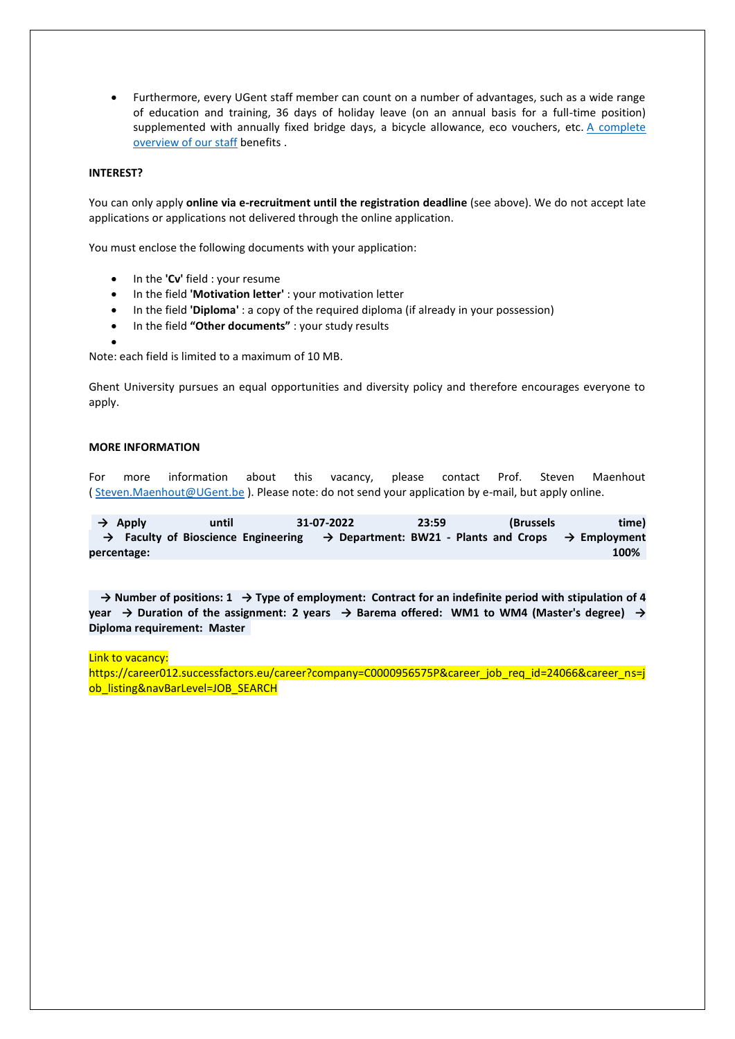- Furthermore, every UGent staff member can count on a number of advantages, such as a wide range of education and training, 36 days of holiday leave (on an annual basis for a full-time position) supplemented with annually fixed bridge days, a bicycle allowance, eco vouchers, etc. [A complete overview of our staff](#) benefits .

**INTEREST?**

You can only apply **online via e-recruitment until the registration deadline** (see above). We do not accept late applications or applications not delivered through the online application.

You must enclose the following documents with your application:

- In the **'Cv'** field : your resume
- In the field **'Motivation letter'** : your motivation letter
- In the field **'Diploma'** : a copy of the required diploma (if already in your possession)
- In the field **“Other documents”** : your study results
- 

Note: each field is limited to a maximum of 10 MB.

Ghent University pursues an equal opportunities and diversity policy and therefore encourages everyone to apply.

**MORE INFORMATION**

For more information about this vacancy, please contact Prof. Steven Maenhout ( Steven.Maenhout@UGent.be ). Please note: do not send your application by e-mail, but apply online.

**→ Apply until 31-07-2022 23:59 (Brussels time) → Faculty of Bioscience Engineering → Department: BW21 - Plants and Crops → Employment percentage: 100%**

**→ Number of positions: 1 → Type of employment: Contract for an indefinite period with stipulation of 4 year → Duration of the assignment: 2 years → Barema offered: WM1 to WM4 (Master's degree) → Diploma requirement: Master**

Link to vacancy:
https://career012.successfactors.eu/career?company=C0000956575P&career_job_req_id=24066&career_ns=job_listing&navBarLevel=JOB_SEARCH